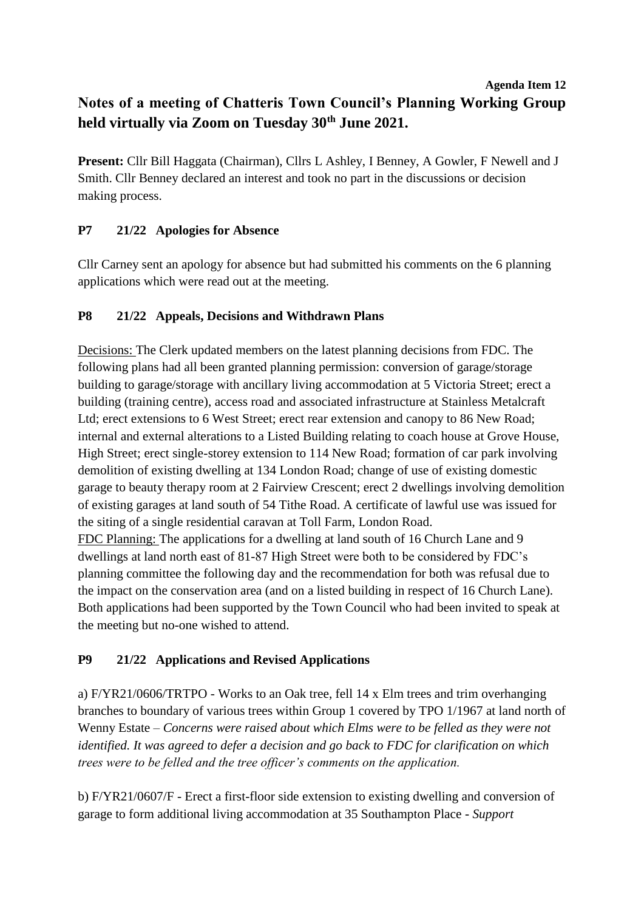**Agenda Item 12**

# Notes of a meeting of Chatteris Town Council's Planning Working Group held virtually via Zoom on Tuesday 30th June 2021.

**Present:** Cllr Bill Haggata (Chairman), Cllrs L Ashley, I Benney, A Gowler, F Newell and J Smith. Cllr Benney declared an interest and took no part in the discussions or decision making process.

## P7 21/22 Apologies for Absence

Cllr Carney sent an apology for absence but had submitted his comments on the 6 planning applications which were read out at the meeting.

## P8 21/22 Appeals, Decisions and Withdrawn Plans

Decisions: The Clerk updated members on the latest planning decisions from FDC. The following plans had all been granted planning permission: conversion of garage/storage building to garage/storage with ancillary living accommodation at 5 Victoria Street; erect a building (training centre), access road and associated infrastructure at Stainless Metalcraft Ltd; erect extensions to 6 West Street; erect rear extension and canopy to 86 New Road; internal and external alterations to a Listed Building relating to coach house at Grove House, High Street; erect single-storey extension to 114 New Road; formation of car park involving demolition of existing dwelling at 134 London Road; change of use of existing domestic garage to beauty therapy room at 2 Fairview Crescent; erect 2 dwellings involving demolition of existing garages at land south of 54 Tithe Road. A certificate of lawful use was issued for the siting of a single residential caravan at Toll Farm, London Road.

FDC Planning: The applications for a dwelling at land south of 16 Church Lane and 9 dwellings at land north east of 81-87 High Street were both to be considered by FDC's planning committee the following day and the recommendation for both was refusal due to the impact on the conservation area (and on a listed building in respect of 16 Church Lane). Both applications had been supported by the Town Council who had been invited to speak at the meeting but no-one wished to attend.

## P9 21/22 Applications and Revised Applications

a) F/YR21/0606/TRTPO - Works to an Oak tree, fell 14 x Elm trees and trim overhanging branches to boundary of various trees within Group 1 covered by TPO 1/1967 at land north of Wenny Estate – *Concerns were raised about which Elms were to be felled as they were not identified. It was agreed to defer a decision and go back to FDC for clarification on which trees were to be felled and the tree officer's comments on the application.*

b) F/YR21/0607/F - Erect a first-floor side extension to existing dwelling and conversion of garage to form additional living accommodation at 35 Southampton Place - *Support*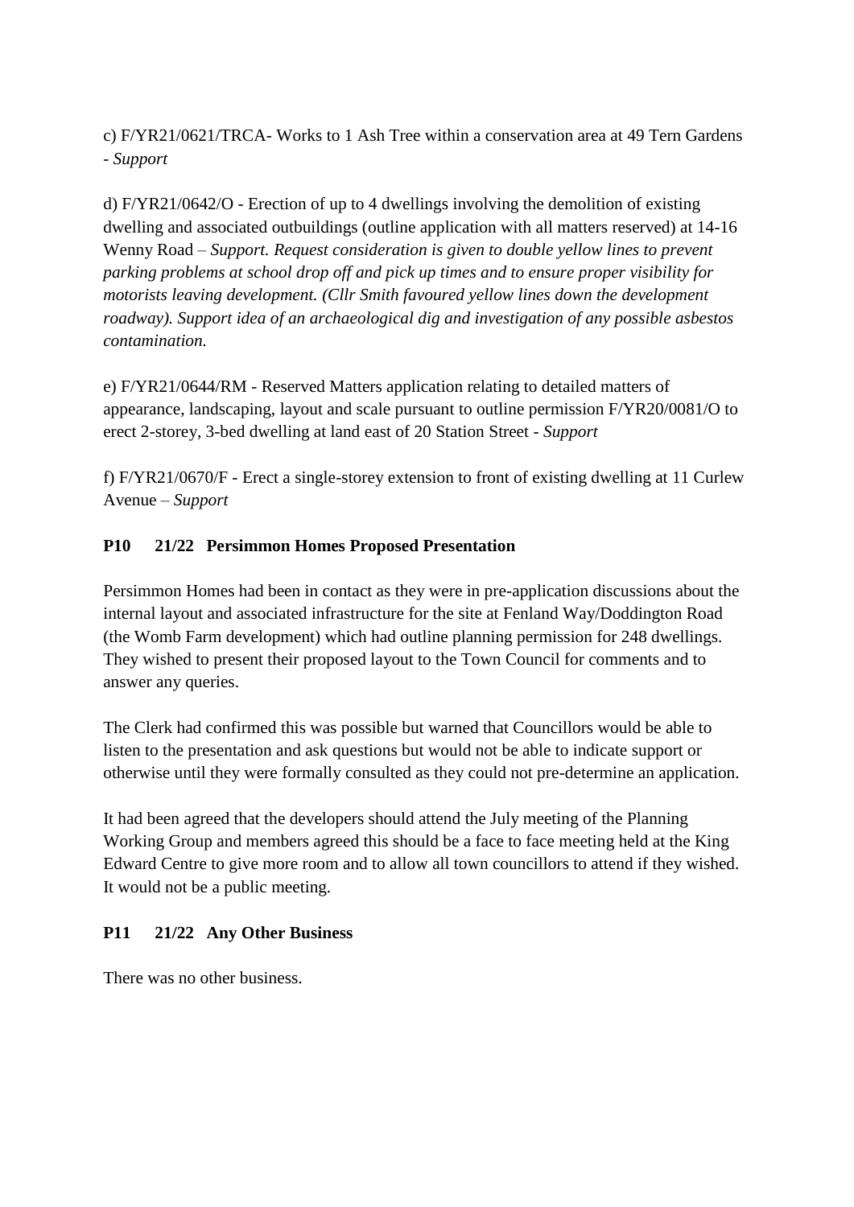c) F/YR21/0621/TRCA- Works to 1 Ash Tree within a conservation area at 49 Tern Gardens - *Support*

d) F/YR21/0642/O - Erection of up to 4 dwellings involving the demolition of existing dwelling and associated outbuildings (outline application with all matters reserved) at 14-16 Wenny Road – *Support. Request consideration is given to double yellow lines to prevent parking problems at school drop off and pick up times and to ensure proper visibility for motorists leaving development. (Cllr Smith favoured yellow lines down the development roadway). Support idea of an archaeological dig and investigation of any possible asbestos contamination.*

e) F/YR21/0644/RM - Reserved Matters application relating to detailed matters of appearance, landscaping, layout and scale pursuant to outline permission F/YR20/0081/O to erect 2-storey, 3-bed dwelling at land east of 20 Station Street - *Support*

f) F/YR21/0670/F - Erect a single-storey extension to front of existing dwelling at 11 Curlew Avenue – *Support*

**P10 21/22 Persimmon Homes Proposed Presentation**

Persimmon Homes had been in contact as they were in pre-application discussions about the internal layout and associated infrastructure for the site at Fenland Way/Doddington Road (the Womb Farm development) which had outline planning permission for 248 dwellings. They wished to present their proposed layout to the Town Council for comments and to answer any queries.

The Clerk had confirmed this was possible but warned that Councillors would be able to listen to the presentation and ask questions but would not be able to indicate support or otherwise until they were formally consulted as they could not pre-determine an application.

It had been agreed that the developers should attend the July meeting of the Planning Working Group and members agreed this should be a face to face meeting held at the King Edward Centre to give more room and to allow all town councillors to attend if they wished. It would not be a public meeting.

**P11 21/22 Any Other Business**

There was no other business.